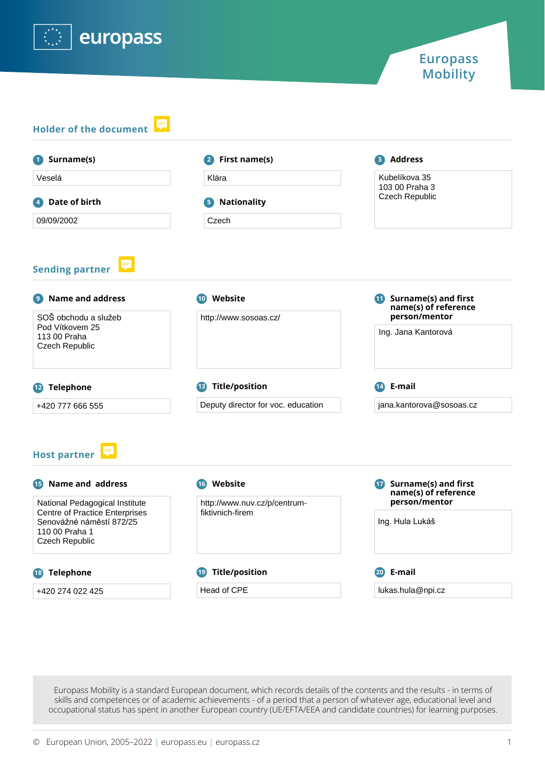europass

# Europass Mobility

## Holder of the document

**1 Surname(s)**
Veselá

**2 First name(s)**
Klára

**3 Address**
Kubelíkova 35
103 00 Praha 3
Czech Republic

**4 Date of birth**
09/09/2002

**5 Nationality**
Czech

## Sending partner

**9 Name and address**
SOŠ obchodu a služeb
Pod Vítkovem 25
113 00 Praha
Czech Republic

**10 Website**
http://www.sosoas.cz/

**11 Surname(s) and first name(s) of reference person/mentor**
Ing. Jana Kantorová

**12 Telephone**
+420 777 666 555

**13 Title/position**
Deputy director for voc. education

**14 E-mail**
jana.kantorova@sosoas.cz

## Host partner

**15 Name and address**
National Pedagogical Institute
Centre of Practice Enterprises
Senovážné náměstí 872/25
110 00 Praha 1
Czech Republic

**16 Website**
http://www.nuv.cz/p/centrum-fiktivnich-firem

**17 Surname(s) and first name(s) of reference person/mentor**
Ing. Hula Lukáš

**18 Telephone**
+420 274 022 425

**19 Title/position**
Head of CPE

**20 E-mail**
lukas.hula@npi.cz

Europass Mobility is a standard European document, which records details of the contents and the results - in terms of skills and competences or of academic achievements - of a period that a person of whatever age, educational level and occupational status has spent in another European country (UE/EFTA/EEA and candidate countries) for learning purposes.

© European Union, 2005–2022 | europass.eu | europass.cz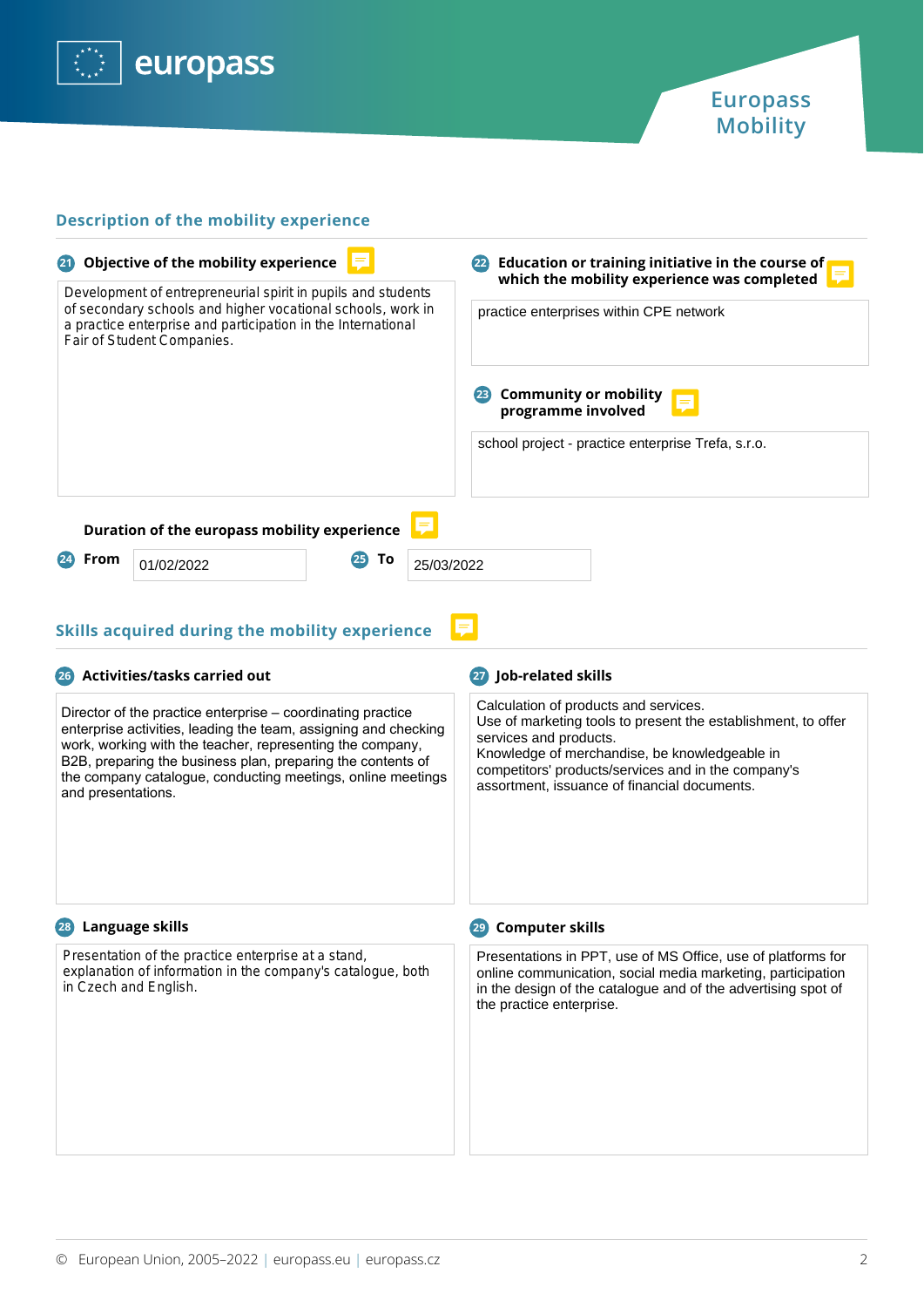europass

Europass Mobility

## Description of the mobility experience

### 21 Objective of the mobility experience

Development of entrepreneurial spirit in pupils and students of secondary schools and higher vocational schools, work in a practice enterprise and participation in the International Fair of Student Companies.

### 22 Education or training initiative in the course of which the mobility experience was completed

practice enterprises within CPE network

### 23 Community or mobility programme involved

school project - practice enterprise Trefa, s.r.o.

### Duration of the europass mobility experience

**24 From** 01/02/2022

**25 To** 25/03/2022

## Skills acquired during the mobility experience

### 26 Activities/tasks carried out

Director of the practice enterprise – coordinating practice enterprise activities, leading the team, assigning and checking work, working with the teacher, representing the company, B2B, preparing the business plan, preparing the contents of the company catalogue, conducting meetings, online meetings and presentations.

### 27 Job-related skills

Calculation of products and services.
Use of marketing tools to present the establishment, to offer services and products.
Knowledge of merchandise, be knowledgeable in competitors' products/services and in the company's assortment, issuance of financial documents.

### 28 Language skills

Presentation of the practice enterprise at a stand, explanation of information in the company's catalogue, both in Czech and English.

### 29 Computer skills

Presentations in PPT, use of MS Office, use of platforms for online communication, social media marketing, participation in the design of the catalogue and of the advertising spot of the practice enterprise.

© European Union, 2005–2022 | europass.eu | europass.cz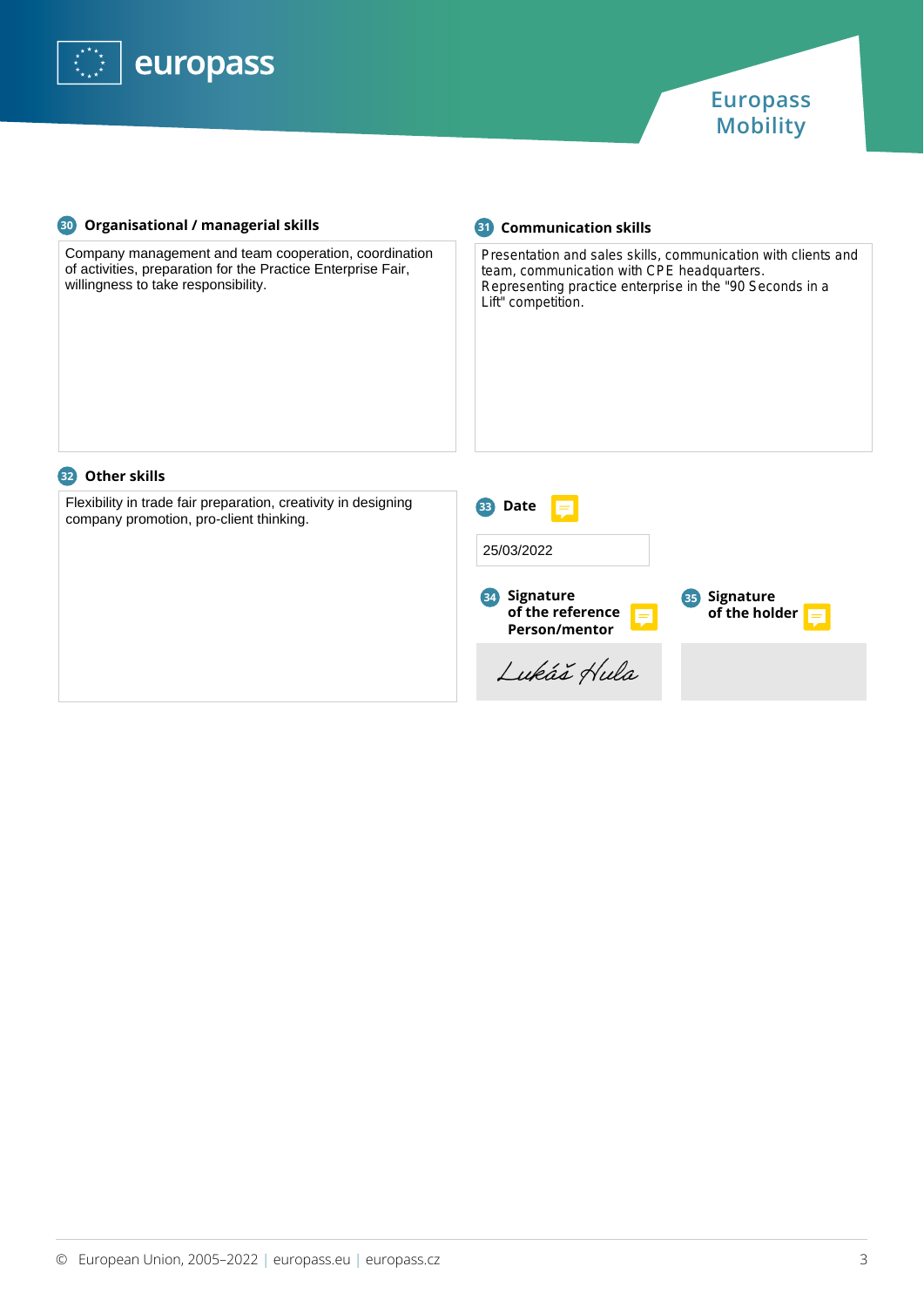europass

Europass Mobility

### 30 Organisational / managerial skills

Company management and team cooperation, coordination of activities, preparation for the Practice Enterprise Fair, willingness to take responsibility.

### 31 Communication skills

Presentation and sales skills, communication with clients and team, communication with CPE headquarters.
Representing practice enterprise in the "90 Seconds in a Lift" competition.

### 32 Other skills

Flexibility in trade fair preparation, creativity in designing company promotion, pro-client thinking.

### 33 Date

25/03/2022

### 34 Signature of the reference Person/mentor

Lukáš Hula

### 35 Signature of the holder